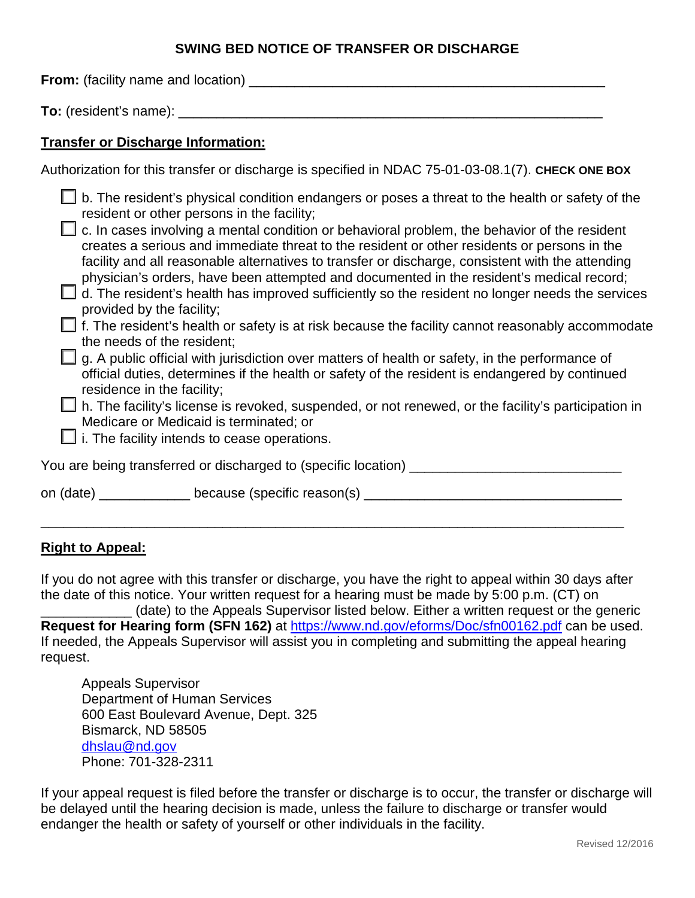## SWING BED NOTICE OF TRANSFER OR DISCHARGE

**From:** (facility name and location) ______________________________________________

**To:** (resident's name): ________________________________________________________

**Transfer or Discharge Information:**

Authorization for this transfer or discharge is specified in NDAC 75-01-03-08.1(7). **CHECK ONE BOX**

- ☐ b. The resident's physical condition endangers or poses a threat to the health or safety of the resident or other persons in the facility;
- ☐ c. In cases involving a mental condition or behavioral problem, the behavior of the resident creates a serious and immediate threat to the resident or other residents or persons in the facility and all reasonable alternatives to transfer or discharge, consistent with the attending physician's orders, have been attempted and documented in the resident's medical record;
- ☐ d. The resident's health has improved sufficiently so the resident no longer needs the services provided by the facility;
- ☐ f. The resident's health or safety is at risk because the facility cannot reasonably accommodate the needs of the resident;
- ☐ g. A public official with jurisdiction over matters of health or safety, in the performance of official duties, determines if the health or safety of the resident is endangered by continued residence in the facility;
- ☐ h. The facility's license is revoked, suspended, or not renewed, or the facility's participation in Medicare or Medicaid is terminated; or
- ☐ i. The facility intends to cease operations.

You are being transferred or discharged to (specific location) ___________________________

on (date) ____________ because (specific reason(s) __________________________________

_____________________________________________________________________________

**Right to Appeal:**

If you do not agree with this transfer or discharge, you have the right to appeal within 30 days after the date of this notice. Your written request for a hearing must be made by 5:00 p.m. (CT) on ____________ (date) to the Appeals Supervisor listed below. Either a written request or the generic **Request for Hearing form (SFN 162)** at https://www.nd.gov/eforms/Doc/sfn00162.pdf can be used. If needed, the Appeals Supervisor will assist you in completing and submitting the appeal hearing request.

Appeals Supervisor
Department of Human Services
600 East Boulevard Avenue, Dept. 325
Bismarck, ND 58505
dhslau@nd.gov
Phone: 701-328-2311

If your appeal request is filed before the transfer or discharge is to occur, the transfer or discharge will be delayed until the hearing decision is made, unless the failure to discharge or transfer would endanger the health or safety of yourself or other individuals in the facility.

Revised 12/2016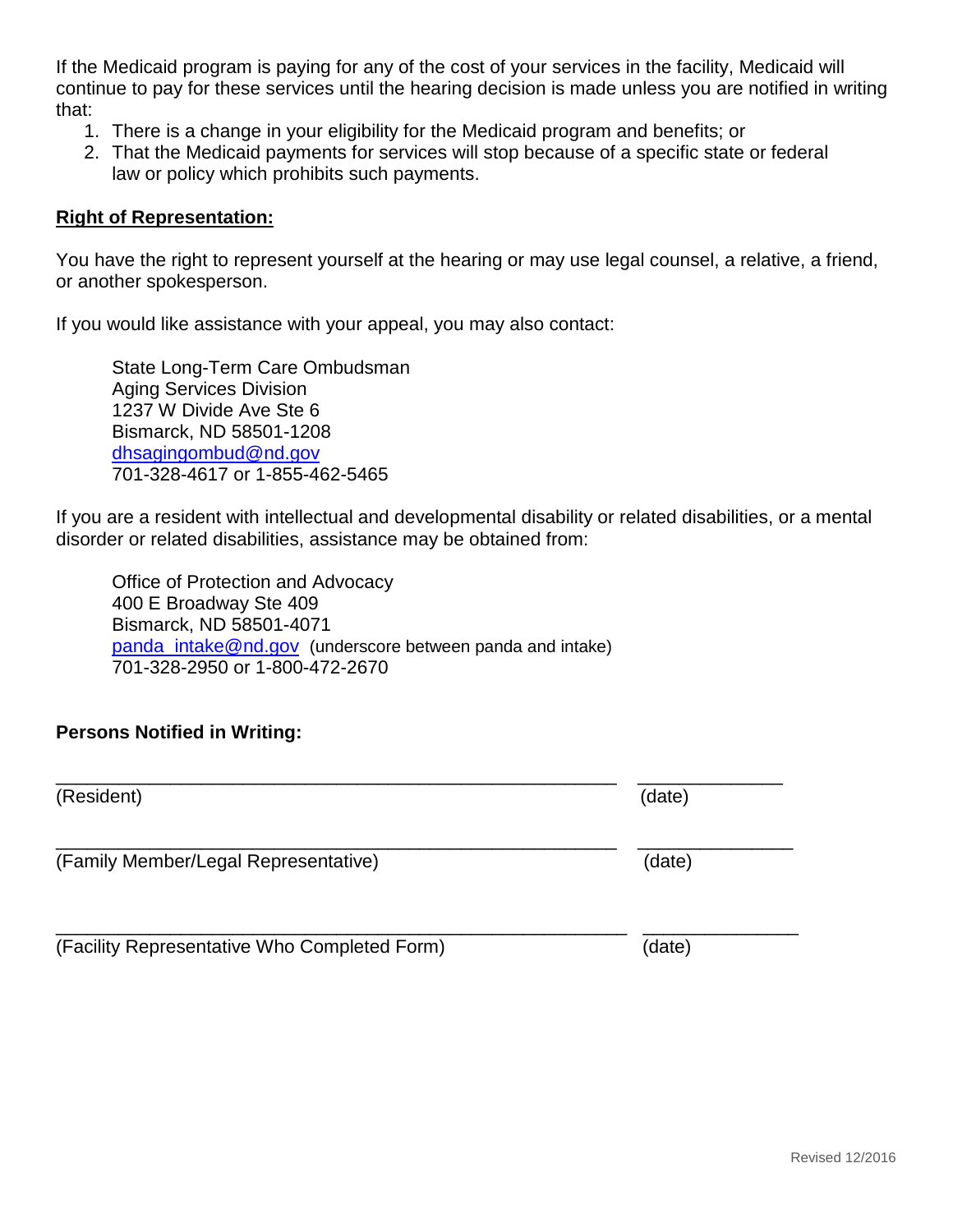If the Medicaid program is paying for any of the cost of your services in the facility, Medicaid will continue to pay for these services until the hearing decision is made unless you are notified in writing that:

1. There is a change in your eligibility for the Medicaid program and benefits; or
2. That the Medicaid payments for services will stop because of a specific state or federal law or policy which prohibits such payments.

**Right of Representation:**

You have the right to represent yourself at the hearing or may use legal counsel, a relative, a friend, or another spokesperson.

If you would like assistance with your appeal, you may also contact:

State Long-Term Care Ombudsman
Aging Services Division
1237 W Divide Ave Ste 6
Bismarck, ND 58501-1208
dhsagingombud@nd.gov
701-328-4617 or 1-855-462-5465

If you are a resident with intellectual and developmental disability or related disabilities, or a mental disorder or related disabilities, assistance may be obtained from:

Office of Protection and Advocacy
400 E Broadway Ste 409
Bismarck, ND 58501-4071
panda_intake@nd.gov (underscore between panda and intake)
701-328-2950 or 1-800-472-2670

**Persons Notified in Writing:**

_______________________________________________ _______________
(Resident) (date)

_______________________________________________ _______________
(Family Member/Legal Representative) (date)

_______________________________________________ _______________
(Facility Representative Who Completed Form) (date)

Revised 12/2016